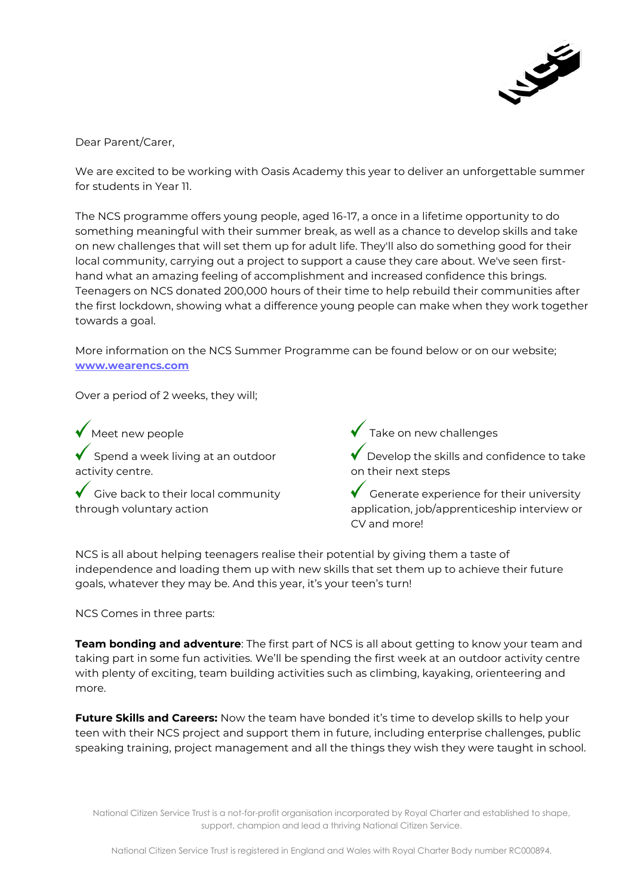Dear Parent/Carer,

We are excited to be working with Oasis Academy this year to deliver an unforgettable summer for students in Year 11.

The NCS programme offers young people, aged 16-17, a once in a lifetime opportunity to do something meaningful with their summer break, as well as a chance to develop skills and take on new challenges that will set them up for adult life. They'll also do something good for their local community, carrying out a project to support a cause they care about. We've seen first-hand what an amazing feeling of accomplishment and increased confidence this brings. Teenagers on NCS donated 200,000 hours of their time to help rebuild their communities after the first lockdown, showing what a difference young people can make when they work together towards a goal.

More information on the NCS Summer Programme can be found below or on our website; **[www.wearencs.com](http://www.wearencs.com)**

Over a period of 2 weeks, they will;

- ✓ Meet new people
- ✓ Spend a week living at an outdoor activity centre.
- ✓ Give back to their local community through voluntary action
- ✓ Take on new challenges
- ✓ Develop the skills and confidence to take on their next steps
- ✓ Generate experience for their university application, job/apprenticeship interview or CV and more!

NCS is all about helping teenagers realise their potential by giving them a taste of independence and loading them up with new skills that set them up to achieve their future goals, whatever they may be. And this year, it's your teen's turn!

NCS Comes in three parts:

**Team bonding and adventure**: The first part of NCS is all about getting to know your team and taking part in some fun activities. We'll be spending the first week at an outdoor activity centre with plenty of exciting, team building activities such as climbing, kayaking, orienteering and more.

**Future Skills and Careers:** Now the team have bonded it's time to develop skills to help your teen with their NCS project and support them in future, including enterprise challenges, public speaking training, project management and all the things they wish they were taught in school.

National Citizen Service Trust is a not-for-profit organisation incorporated by Royal Charter and established to shape, support, champion and lead a thriving National Citizen Service.

National Citizen Service Trust is registered in England and Wales with Royal Charter Body number RC000894.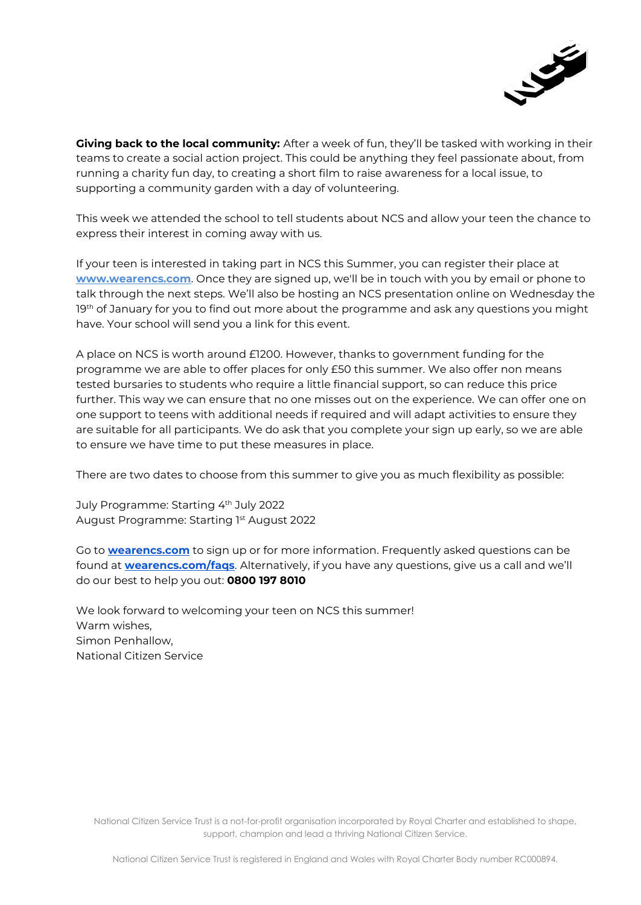**Giving back to the local community:** After a week of fun, they'll be tasked with working in their teams to create a social action project. This could be anything they feel passionate about, from running a charity fun day, to creating a short film to raise awareness for a local issue, to supporting a community garden with a day of volunteering.

This week we attended the school to tell students about NCS and allow your teen the chance to express their interest in coming away with us.

If your teen is interested in taking part in NCS this Summer, you can register their place at **www.wearencs.com**. Once they are signed up, we'll be in touch with you by email or phone to talk through the next steps. We'll also be hosting an NCS presentation online on Wednesday the 19th of January for you to find out more about the programme and ask any questions you might have. Your school will send you a link for this event.

A place on NCS is worth around £1200. However, thanks to government funding for the programme we are able to offer places for only £50 this summer. We also offer non means tested bursaries to students who require a little financial support, so can reduce this price further. This way we can ensure that no one misses out on the experience. We can offer one on one support to teens with additional needs if required and will adapt activities to ensure they are suitable for all participants. We do ask that you complete your sign up early, so we are able to ensure we have time to put these measures in place.

There are two dates to choose from this summer to give you as much flexibility as possible:

July Programme: Starting 4th July 2022
August Programme: Starting 1st August 2022

Go to **wearencs.com** to sign up or for more information. Frequently asked questions can be found at **wearencs.com/faqs**. Alternatively, if you have any questions, give us a call and we'll do our best to help you out: **0800 197 8010**

We look forward to welcoming your teen on NCS this summer!
Warm wishes,
Simon Penhallow,
National Citizen Service

National Citizen Service Trust is a not-for-profit organisation incorporated by Royal Charter and established to shape, support, champion and lead a thriving National Citizen Service.

National Citizen Service Trust is registered in England and Wales with Royal Charter Body number RC000894.